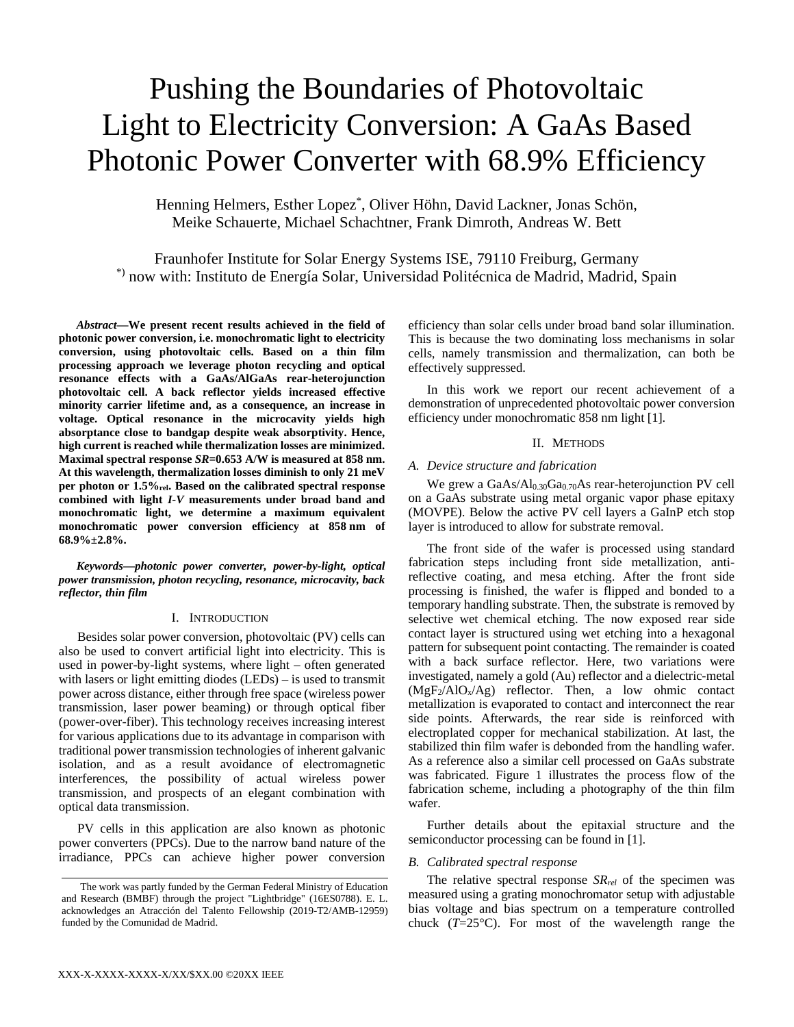# Pushing the Boundaries of Photovoltaic Light to Electricity Conversion: A GaAs Based Photonic Power Converter with 68.9% Efficiency

Henning Helmers, Esther Lopez[*], Oliver Höhn, David Lackner, Jonas Schön, Meike Schauerte, Michael Schachtner, Frank Dimroth, Andreas W. Bett

Fraunhofer Institute for Solar Energy Systems ISE, 79110 Freiburg, Germany
[*)] now with: Instituto de Energía Solar, Universidad Politécnica de Madrid, Madrid, Spain

***Abstract*—We present recent results achieved in the field of photonic power conversion, i.e. monochromatic light to electricity conversion, using photovoltaic cells. Based on a thin film processing approach we leverage photon recycling and optical resonance effects with a GaAs/AlGaAs rear-heterojunction photovoltaic cell. A back reflector yields increased effective minority carrier lifetime and, as a consequence, an increase in voltage. Optical resonance in the microcavity yields high absorptance close to bandgap despite weak absorptivity. Hence, high current is reached while thermalization losses are minimized. Maximal spectral response *SR*=0.653 A/W is measured at 858 nm. At this wavelength, thermalization losses diminish to only 21 meV per photon or 1.5%$_{rel}$. Based on the calibrated spectral response combined with light *I-V* measurements under broad band and monochromatic light, we determine a maximum equivalent monochromatic power conversion efficiency at 858 nm of 68.9%±2.8%.**

***Keywords*—photonic power converter, power-by-light, optical power transmission, photon recycling, resonance, microcavity, back reflector, thin film**

## I. Introduction

Besides solar power conversion, photovoltaic (PV) cells can also be used to convert artificial light into electricity. This is used in power-by-light systems, where light – often generated with lasers or light emitting diodes (LEDs) – is used to transmit power across distance, either through free space (wireless power transmission, laser power beaming) or through optical fiber (power-over-fiber). This technology receives increasing interest for various applications due to its advantage in comparison with traditional power transmission technologies of inherent galvanic isolation, and as a result avoidance of electromagnetic interferences, the possibility of actual wireless power transmission, and prospects of an elegant combination with optical data transmission.

PV cells in this application are also known as photonic power converters (PPCs). Due to the narrow band nature of the irradiance, PPCs can achieve higher power conversion efficiency than solar cells under broad band solar illumination. This is because the two dominating loss mechanisms in solar cells, namely transmission and thermalization, can both be effectively suppressed.

In this work we report our recent achievement of a demonstration of unprecedented photovoltaic power conversion efficiency under monochromatic 858 nm light [1].

## II. Methods

### A. Device structure and fabrication

We grew a GaAs/$Al_{0.30}Ga_{0.70}As$ rear-heterojunction PV cell on a GaAs substrate using metal organic vapor phase epitaxy (MOVPE). Below the active PV cell layers a GaInP etch stop layer is introduced to allow for substrate removal.

The front side of the wafer is processed using standard fabrication steps including front side metallization, anti-reflective coating, and mesa etching. After the front side processing is finished, the wafer is flipped and bonded to a temporary handling substrate. Then, the substrate is removed by selective wet chemical etching. The now exposed rear side contact layer is structured using wet etching into a hexagonal pattern for subsequent point contacting. The remainder is coated with a back surface reflector. Here, two variations were investigated, namely a gold (Au) reflector and a dielectric-metal ($MgF_2/AlO_x$/Ag) reflector. Then, a low ohmic contact metallization is evaporated to contact and interconnect the rear side points. Afterwards, the rear side is reinforced with electroplated copper for mechanical stabilization. At last, the stabilized thin film wafer is debonded from the handling wafer. As a reference also a similar cell processed on GaAs substrate was fabricated. Figure 1 illustrates the process flow of the fabrication scheme, including a photography of the thin film wafer.

Further details about the epitaxial structure and the semiconductor processing can be found in [1].

### B. Calibrated spectral response

The relative spectral response $SR_{rel}$ of the specimen was measured using a grating monochromator setup with adjustable bias voltage and bias spectrum on a temperature controlled chuck ($T$=25°C). For most of the wavelength range the

The work was partly funded by the German Federal Ministry of Education and Research (BMBF) through the project "Lightbridge" (16ES0788). E. L. acknowledges an Atracción del Talento Fellowship (2019-T2/AMB-12959) funded by the Comunidad de Madrid.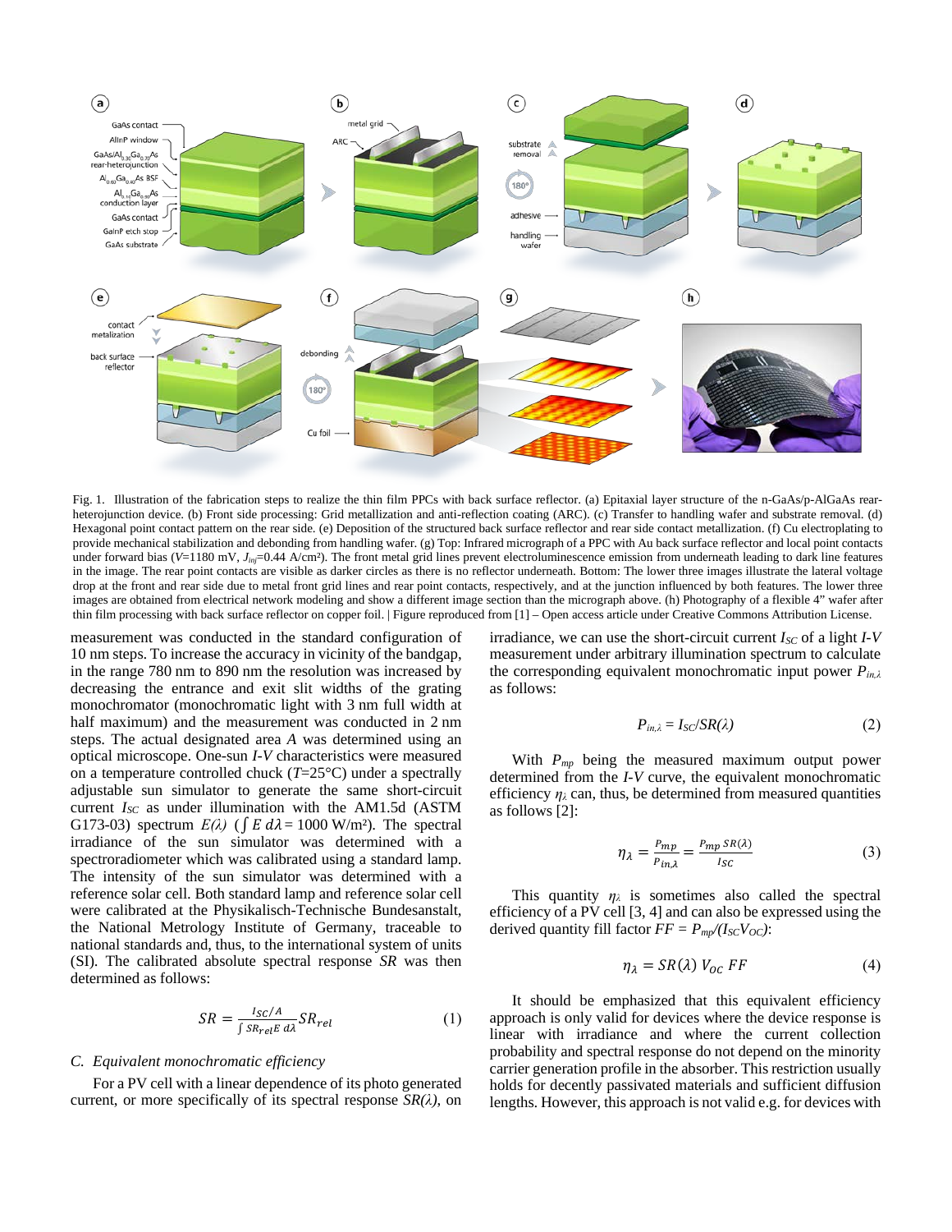Fig. 1. Illustration of the fabrication steps to realize the thin film PPCs with back surface reflector. (a) Epitaxial layer structure of the n-GaAs/p-AlGaAs rear-heterojunction device. (b) Front side processing: Grid metallization and anti-reflection coating (ARC). (c) Transfer to handling wafer and substrate removal. (d) Hexagonal point contact pattern on the rear side. (e) Deposition of the structured back surface reflector and rear side contact metallization. (f) Cu electroplating to provide mechanical stabilization and debonding from handling wafer. (g) Top: Infrared micrograph of a PPC with Au back surface reflector and local point contacts under forward bias ($V$=1180 mV, $J_{inj}$=0.44 A/cm²). The front metal grid lines prevent electroluminescence emission from underneath leading to dark line features in the image. The rear point contacts are visible as darker circles as there is no reflector underneath. Bottom: The lower three images illustrate the lateral voltage drop at the front and rear side due to metal front grid lines and rear point contacts, respectively, and at the junction influenced by both features. The lower three images are obtained from electrical network modeling and show a different image section than the micrograph above. (h) Photography of a flexible 4" wafer after thin film processing with back surface reflector on copper foil. | Figure reproduced from [1] – Open access article under Creative Commons Attribution License.

measurement was conducted in the standard configuration of 10 nm steps. To increase the accuracy in vicinity of the bandgap, in the range 780 nm to 890 nm the resolution was increased by decreasing the entrance and exit slit widths of the grating monochromator (monochromatic light with 3 nm full width at half maximum) and the measurement was conducted in 2 nm steps. The actual designated area $A$ was determined using an optical microscope. One-sun *I-V* characteristics were measured on a temperature controlled chuck ($T$=25°C) under a spectrally adjustable sun simulator to generate the same short-circuit current $I_{SC}$ as under illumination with the AM1.5d (ASTM G173-03) spectrum $E(\lambda)$ ($\int E\, d\lambda = 1000$ W/m²). The spectral irradiance of the sun simulator was determined with a spectroradiometer which was calibrated using a standard lamp. The intensity of the sun simulator was determined with a reference solar cell. Both standard lamp and reference solar cell were calibrated at the Physikalisch-Technische Bundesanstalt, the National Metrology Institute of Germany, traceable to national standards and, thus, to the international system of units (SI). The calibrated absolute spectral response $SR$ was then determined as follows:

$$SR = \frac{I_{SC}/A}{\int SR_{rel} E\, d\lambda} SR_{rel} \tag{1}$$

### C. Equivalent monochromatic efficiency

For a PV cell with a linear dependence of its photo generated current, or more specifically of its spectral response $SR(\lambda)$, on irradiance, we can use the short-circuit current $I_{SC}$ of a light *I-V* measurement under arbitrary illumination spectrum to calculate the corresponding equivalent monochromatic input power $P_{in,\lambda}$ as follows:

$$P_{in,\lambda} = I_{SC}/SR(\lambda) \tag{2}$$

With $P_{mp}$ being the measured maximum output power determined from the *I-V* curve, the equivalent monochromatic efficiency $\eta_\lambda$ can, thus, be determined from measured quantities as follows [2]:

$$\eta_\lambda = \frac{P_{mp}}{P_{in,\lambda}} = \frac{P_{mp}\, SR(\lambda)}{I_{SC}} \tag{3}$$

This quantity $\eta_\lambda$ is sometimes also called the spectral efficiency of a PV cell [3, 4] and can also be expressed using the derived quantity fill factor $FF = P_{mp}/(I_{SC}V_{OC})$:

$$\eta_\lambda = SR(\lambda)\, V_{OC}\, FF \tag{4}$$

It should be emphasized that this equivalent efficiency approach is only valid for devices where the device response is linear with irradiance and where the current collection probability and spectral response do not depend on the minority carrier generation profile in the absorber. This restriction usually holds for decently passivated materials and sufficient diffusion lengths. However, this approach is not valid e.g. for devices with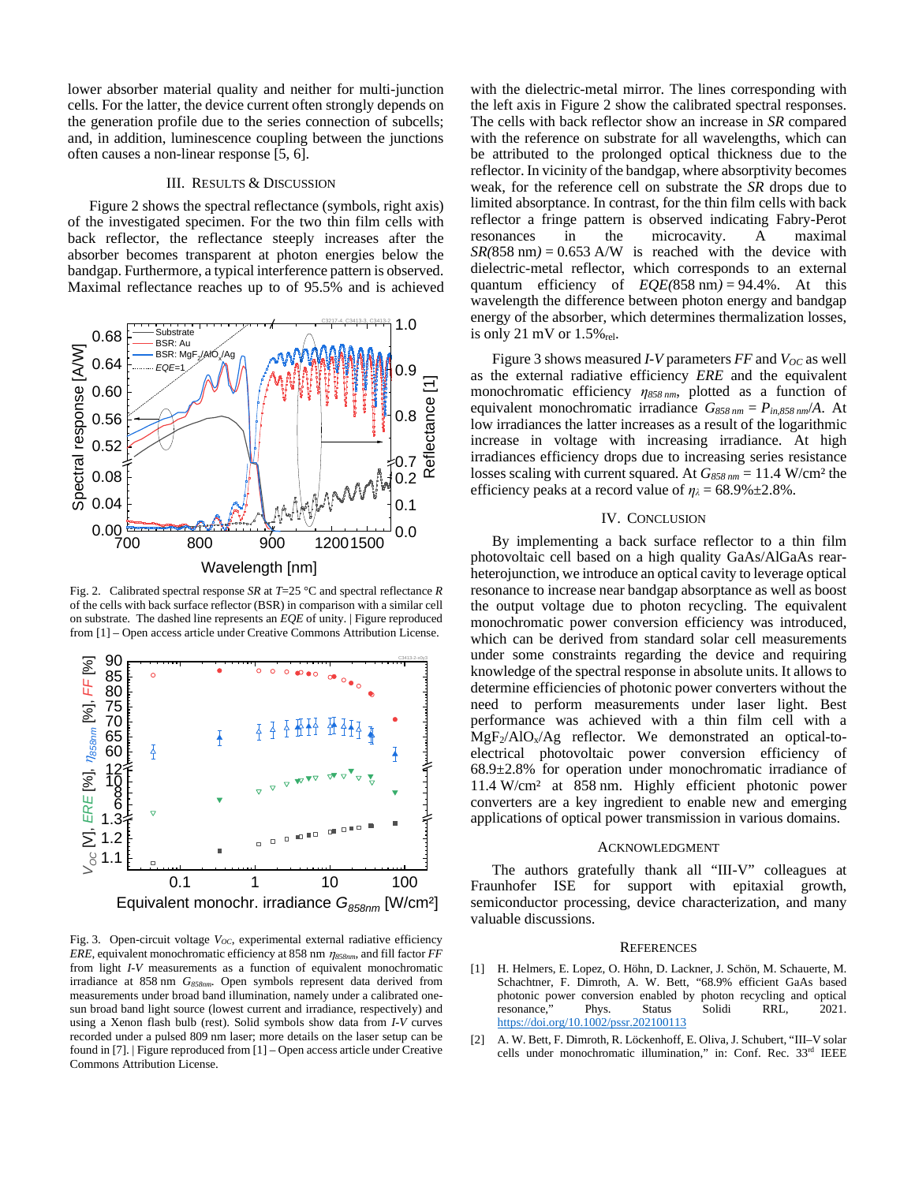lower absorber material quality and neither for multi-junction cells. For the latter, the device current often strongly depends on the generation profile due to the series connection of subcells; and, in addition, luminescence coupling between the junctions often causes a non-linear response [5, 6].

## III. Results & Discussion

Figure 2 shows the spectral reflectance (symbols, right axis) of the investigated specimen. For the two thin film cells with back reflector, the reflectance steeply increases after the absorber becomes transparent at photon energies below the bandgap. Furthermore, a typical interference pattern is observed. Maximal reflectance reaches up to of 95.5% and is achieved

Fig. 2. Calibrated spectral response *SR* at $T$=25 °C and spectral reflectance *R* of the cells with back surface reflector (BSR) in comparison with a similar cell on substrate. The dashed line represents an *EQE* of unity. | Figure reproduced from [1] – Open access article under Creative Commons Attribution License.

Fig. 3. Open-circuit voltage $V_{OC}$, experimental external radiative efficiency *ERE*, equivalent monochromatic efficiency at 858 nm $\eta_{858nm}$, and fill factor *FF* from light *I-V* measurements as a function of equivalent monochromatic irradiance at 858 nm $G_{858nm}$. Open symbols represent data derived from measurements under broad band illumination, namely under a calibrated one-sun broad band light source (lowest current and irradiance, respectively) and using a Xenon flash bulb (rest). Solid symbols show data from *I-V* curves recorded under a pulsed 809 nm laser; more details on the laser setup can be found in [7]. | Figure reproduced from [1] – Open access article under Creative Commons Attribution License.

with the dielectric-metal mirror. The lines corresponding with the left axis in Figure 2 show the calibrated spectral responses. The cells with back reflector show an increase in *SR* compared with the reference on substrate for all wavelengths, which can be attributed to the prolonged optical thickness due to the reflector. In vicinity of the bandgap, where absorptivity becomes weak, for the reference cell on substrate the *SR* drops due to limited absorptance. In contrast, for the thin film cells with back reflector a fringe pattern is observed indicating Fabry-Perot resonances in the microcavity. A maximal $SR(858\text{ nm}) = 0.653$ A/W is reached with the device with dielectric-metal reflector, which corresponds to an external quantum efficiency of $EQE(858\text{ nm}) = 94.4\%$. At this wavelength the difference between photon energy and bandgap energy of the absorber, which determines thermalization losses, is only 21 mV or 1.5%$_{rel}$.

Figure 3 shows measured *I-V* parameters *FF* and $V_{OC}$ as well as the external radiative efficiency *ERE* and the equivalent monochromatic efficiency $\eta_{858\,nm}$, plotted as a function of equivalent monochromatic irradiance $G_{858\,nm} = P_{in,858\,nm}/A$. At low irradiances the latter increases as a result of the logarithmic increase in voltage with increasing irradiance. At high irradiances efficiency drops due to increasing series resistance losses scaling with current squared. At $G_{858\,nm} = 11.4$ W/cm² the efficiency peaks at a record value of $\eta_{\lambda} = 68.9\% \pm 2.8\%$.

## IV. Conclusion

By implementing a back surface reflector to a thin film photovoltaic cell based on high quality GaAs/AlGaAs rear-heterojunction, we introduce an optical cavity to leverage optical resonance to increase near bandgap absorptance as well as boost the output voltage due to photon recycling. The equivalent monochromatic power conversion efficiency was introduced, which can be derived from standard solar cell measurements under some constraints regarding the device and requiring knowledge of the spectral response in absolute units. It allows to determine efficiencies of photonic power converters without the need to perform measurements under laser light. Best performance was achieved with a thin film cell with a $MgF_2/AlO_x/Ag$ reflector. We demonstrated an optical-to-electrical photovoltaic power conversion efficiency of 68.9±2.8% for operation under monochromatic irradiance of 11.4 W/cm² at 858 nm. Highly efficient photonic power converters are a key ingredient to enable new and emerging applications of optical power transmission in various domains.

## Acknowledgment

The authors gratefully thank all "III-V" colleagues at Fraunhofer ISE for support with epitaxial growth, semiconductor processing, device characterization, and many valuable discussions.

## References

[1] H. Helmers, E. Lopez, O. Höhn, D. Lackner, J. Schön, M. Schauerte, M. Schachtner, F. Dimroth, A. W. Bett, "68.9% efficient GaAs based photonic power conversion enabled by photon recycling and optical resonance," Phys. Status Solidi RRL, 2021. https://doi.org/10.1002/pssr.202100113

[2] A. W. Bett, F. Dimroth, R. Löckenhoff, E. Oliva, J. Schubert, "III–V solar cells under monochromatic illumination," in: Conf. Rec. 33rd IEEE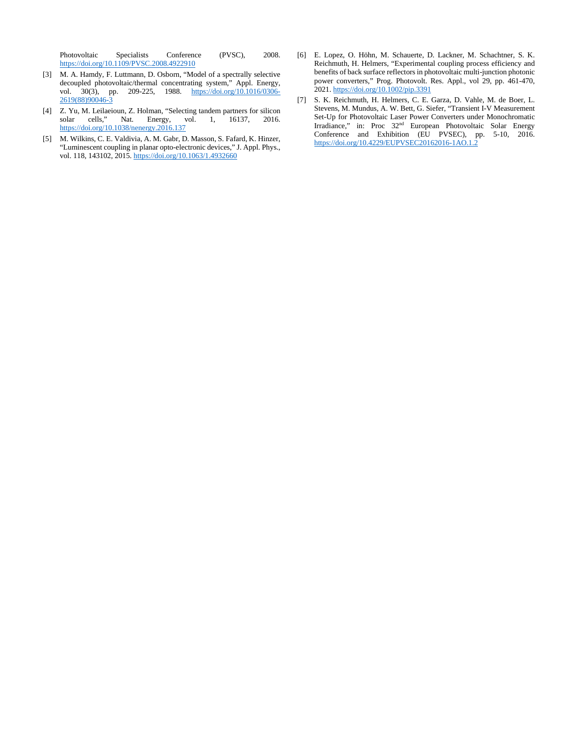Photovoltaic Specialists Conference (PVSC), 2008. https://doi.org/10.1109/PVSC.2008.4922910

[3] M. A. Hamdy, F. Luttmann, D. Osborn, “Model of a spectrally selective decoupled photovoltaic/thermal concentrating system,” Appl. Energy, vol. 30(3), pp. 209-225, 1988. https://doi.org/10.1016/0306-2619(88)90046-3

[4] Z. Yu, M. Leilaeioun, Z. Holman, “Selecting tandem partners for silicon solar cells,” Nat. Energy, vol. 1, 16137, 2016. https://doi.org/10.1038/nenergy.2016.137

[5] M. Wilkins, C. E. Valdivia, A. M. Gabr, D. Masson, S. Fafard, K. Hinzer, “Luminescent coupling in planar opto-electronic devices,” J. Appl. Phys., vol. 118, 143102, 2015. https://doi.org/10.1063/1.4932660

[6] E. Lopez, O. Höhn, M. Schauerte, D. Lackner, M. Schachtner, S. K. Reichmuth, H. Helmers, “Experimental coupling process efficiency and benefits of back surface reflectors in photovoltaic multi-junction photonic power converters,” Prog. Photovolt. Res. Appl., vol 29, pp. 461-470, 2021. https://doi.org/10.1002/pip.3391

[7] S. K. Reichmuth, H. Helmers, C. E. Garza, D. Vahle, M. de Boer, L. Stevens, M. Mundus, A. W. Bett, G. Siefer, “Transient I-V Measurement Set-Up for Photovoltaic Laser Power Converters under Monochromatic Irradiance,” in: Proc 32nd European Photovoltaic Solar Energy Conference and Exhibition (EU PVSEC), pp. 5-10, 2016. https://doi.org/10.4229/EUPVSEC20162016-1AO.1.2